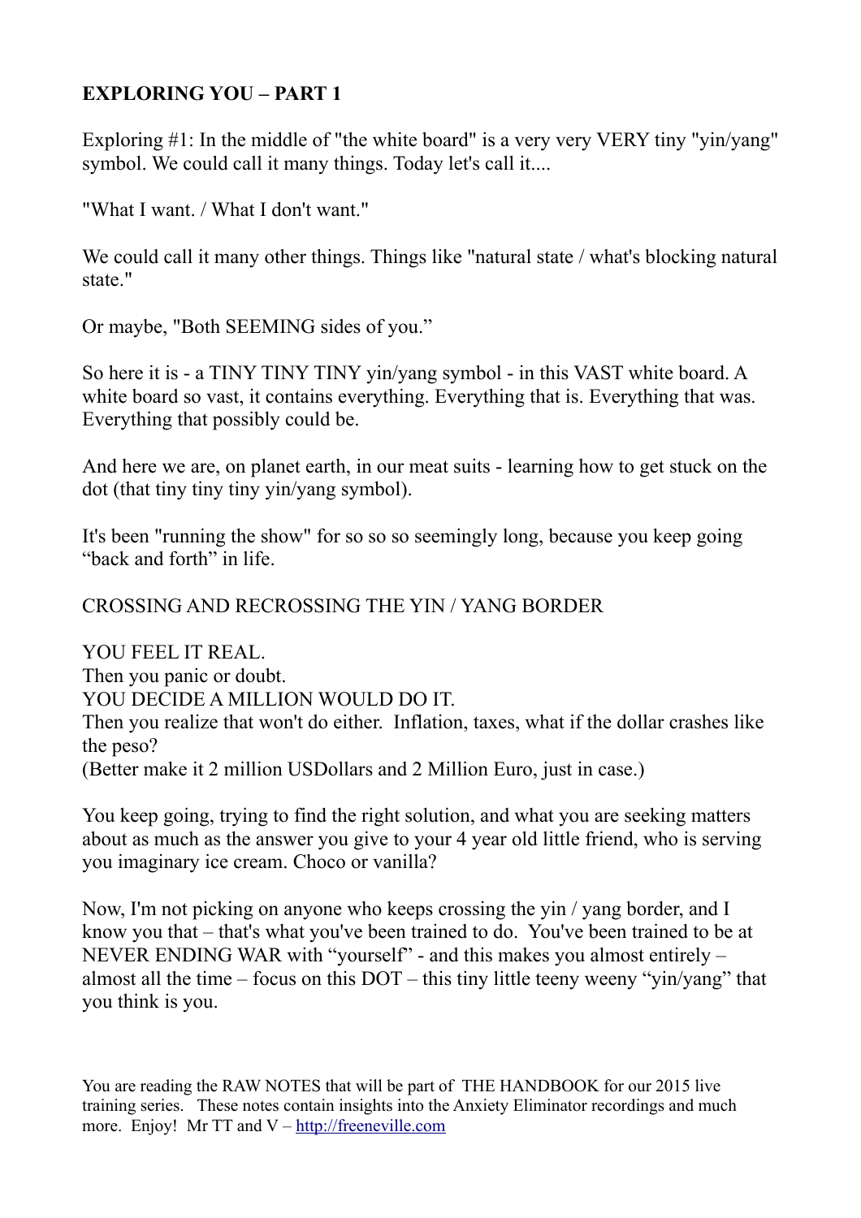**EXPLORING YOU – PART 1**

Exploring #1: In the middle of "the white board" is a very very VERY tiny "yin/yang" symbol. We could call it many things. Today let's call it....

"What I want. / What I don't want."

We could call it many other things. Things like "natural state / what's blocking natural state."

Or maybe, "Both SEEMING sides of you."

So here it is - a TINY TINY TINY yin/yang symbol - in this VAST white board. A white board so vast, it contains everything. Everything that is. Everything that was. Everything that possibly could be.

And here we are, on planet earth, in our meat suits - learning how to get stuck on the dot (that tiny tiny tiny yin/yang symbol).

It's been "running the show" for so so so seemingly long, because you keep going "back and forth" in life.

CROSSING AND RECROSSING THE YIN / YANG BORDER

YOU FEEL IT REAL.
Then you panic or doubt.
YOU DECIDE A MILLION WOULD DO IT.
Then you realize that won't do either. Inflation, taxes, what if the dollar crashes like the peso?
(Better make it 2 million USDollars and 2 Million Euro, just in case.)

You keep going, trying to find the right solution, and what you are seeking matters about as much as the answer you give to your 4 year old little friend, who is serving you imaginary ice cream. Choco or vanilla?

Now, I'm not picking on anyone who keeps crossing the yin / yang border, and I know you that – that's what you've been trained to do. You've been trained to be at NEVER ENDING WAR with "yourself" - and this makes you almost entirely – almost all the time – focus on this DOT – this tiny little teeny weeny "yin/yang" that you think is you.

You are reading the RAW NOTES that will be part of THE HANDBOOK for our 2015 live training series. These notes contain insights into the Anxiety Eliminator recordings and much more. Enjoy! Mr TT and V – http://freeneville.com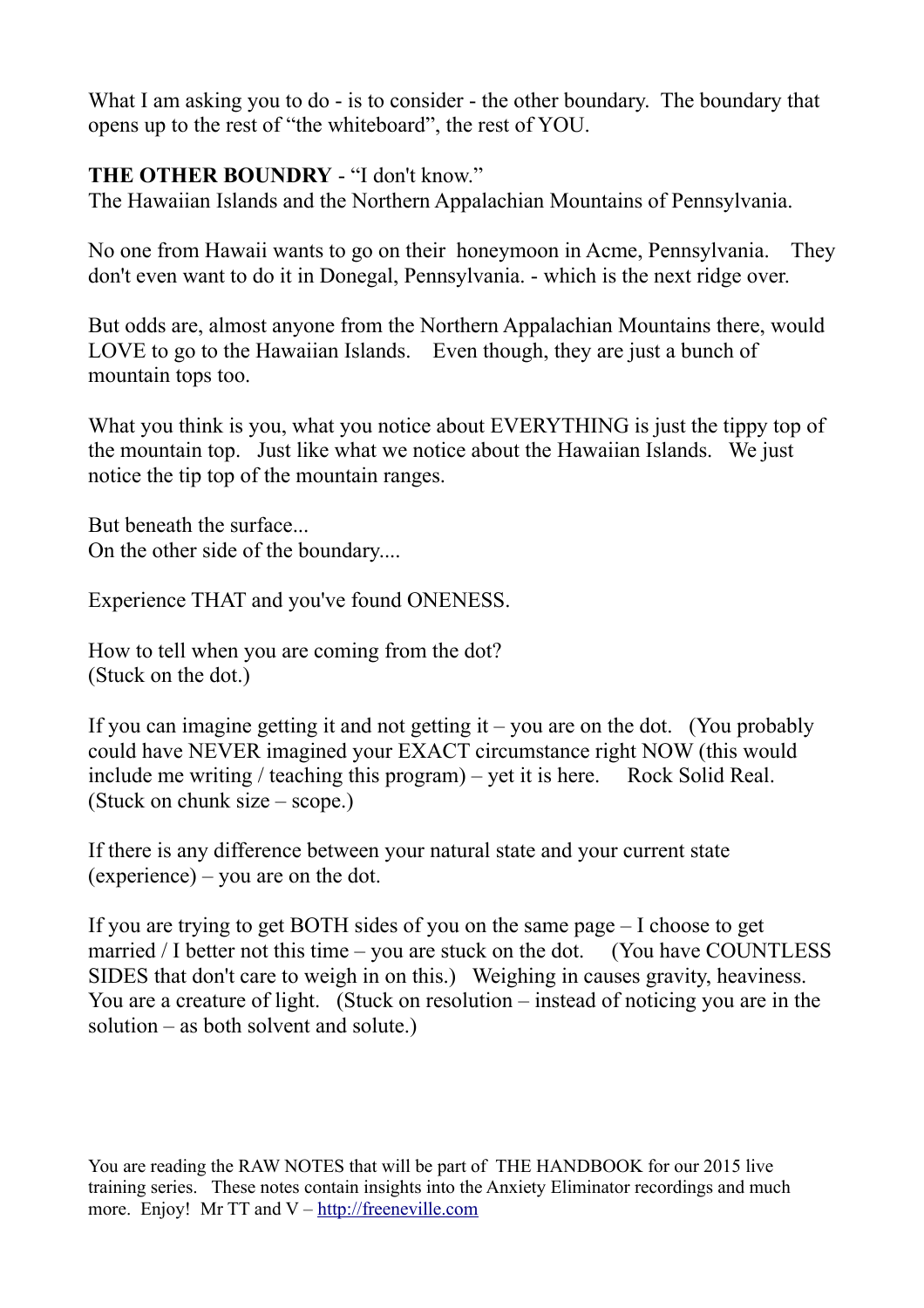What I am asking you to do - is to consider - the other boundary. The boundary that opens up to the rest of "the whiteboard", the rest of YOU.

**THE OTHER BOUNDRY** - "I don't know."
The Hawaiian Islands and the Northern Appalachian Mountains of Pennsylvania.

No one from Hawaii wants to go on their honeymoon in Acme, Pennsylvania. They don't even want to do it in Donegal, Pennsylvania. - which is the next ridge over.

But odds are, almost anyone from the Northern Appalachian Mountains there, would LOVE to go to the Hawaiian Islands. Even though, they are just a bunch of mountain tops too.

What you think is you, what you notice about EVERYTHING is just the tippy top of the mountain top. Just like what we notice about the Hawaiian Islands. We just notice the tip top of the mountain ranges.

But beneath the surface...
On the other side of the boundary....

Experience THAT and you've found ONENESS.

How to tell when you are coming from the dot?
(Stuck on the dot.)

If you can imagine getting it and not getting it – you are on the dot. (You probably could have NEVER imagined your EXACT circumstance right NOW (this would include me writing / teaching this program) – yet it is here. Rock Solid Real. (Stuck on chunk size – scope.)

If there is any difference between your natural state and your current state (experience) – you are on the dot.

If you are trying to get BOTH sides of you on the same page – I choose to get married / I better not this time – you are stuck on the dot. (You have COUNTLESS SIDES that don't care to weigh in on this.) Weighing in causes gravity, heaviness. You are a creature of light. (Stuck on resolution – instead of noticing you are in the solution – as both solvent and solute.)

You are reading the RAW NOTES that will be part of THE HANDBOOK for our 2015 live training series. These notes contain insights into the Anxiety Eliminator recordings and much more. Enjoy! Mr TT and V – http://freeneville.com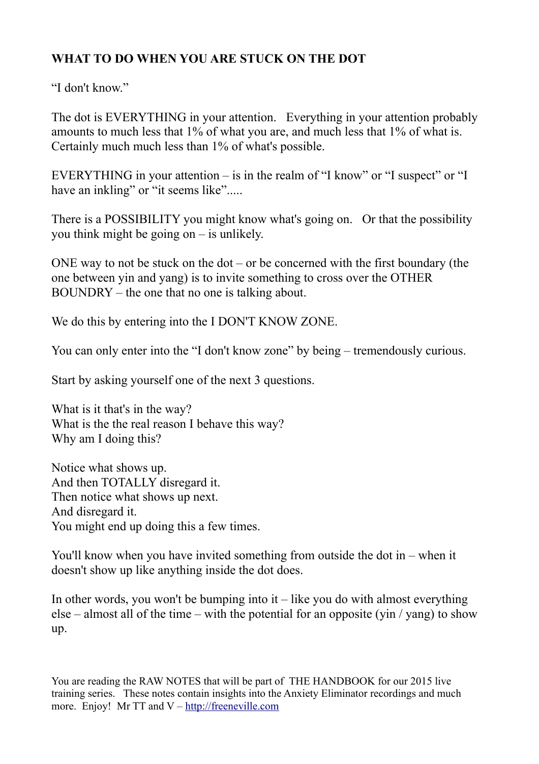## WHAT TO DO WHEN YOU ARE STUCK ON THE DOT

"I don't know."

The dot is EVERYTHING in your attention. Everything in your attention probably amounts to much less that 1% of what you are, and much less that 1% of what is. Certainly much much less than 1% of what's possible.

EVERYTHING in your attention – is in the realm of "I know" or "I suspect" or "I have an inkling" or "it seems like".....

There is a POSSIBILITY you might know what's going on. Or that the possibility you think might be going on – is unlikely.

ONE way to not be stuck on the dot – or be concerned with the first boundary (the one between yin and yang) is to invite something to cross over the OTHER BOUNDRY – the one that no one is talking about.

We do this by entering into the I DON'T KNOW ZONE.

You can only enter into the "I don't know zone" by being – tremendously curious.

Start by asking yourself one of the next 3 questions.

What is it that's in the way?
What is the the real reason I behave this way?
Why am I doing this?

Notice what shows up.
And then TOTALLY disregard it.
Then notice what shows up next.
And disregard it.
You might end up doing this a few times.

You'll know when you have invited something from outside the dot in – when it doesn't show up like anything inside the dot does.

In other words, you won't be bumping into it – like you do with almost everything else – almost all of the time – with the potential for an opposite (yin / yang) to show up.

You are reading the RAW NOTES that will be part of THE HANDBOOK for our 2015 live training series. These notes contain insights into the Anxiety Eliminator recordings and much more. Enjoy! Mr TT and V – http://freeneville.com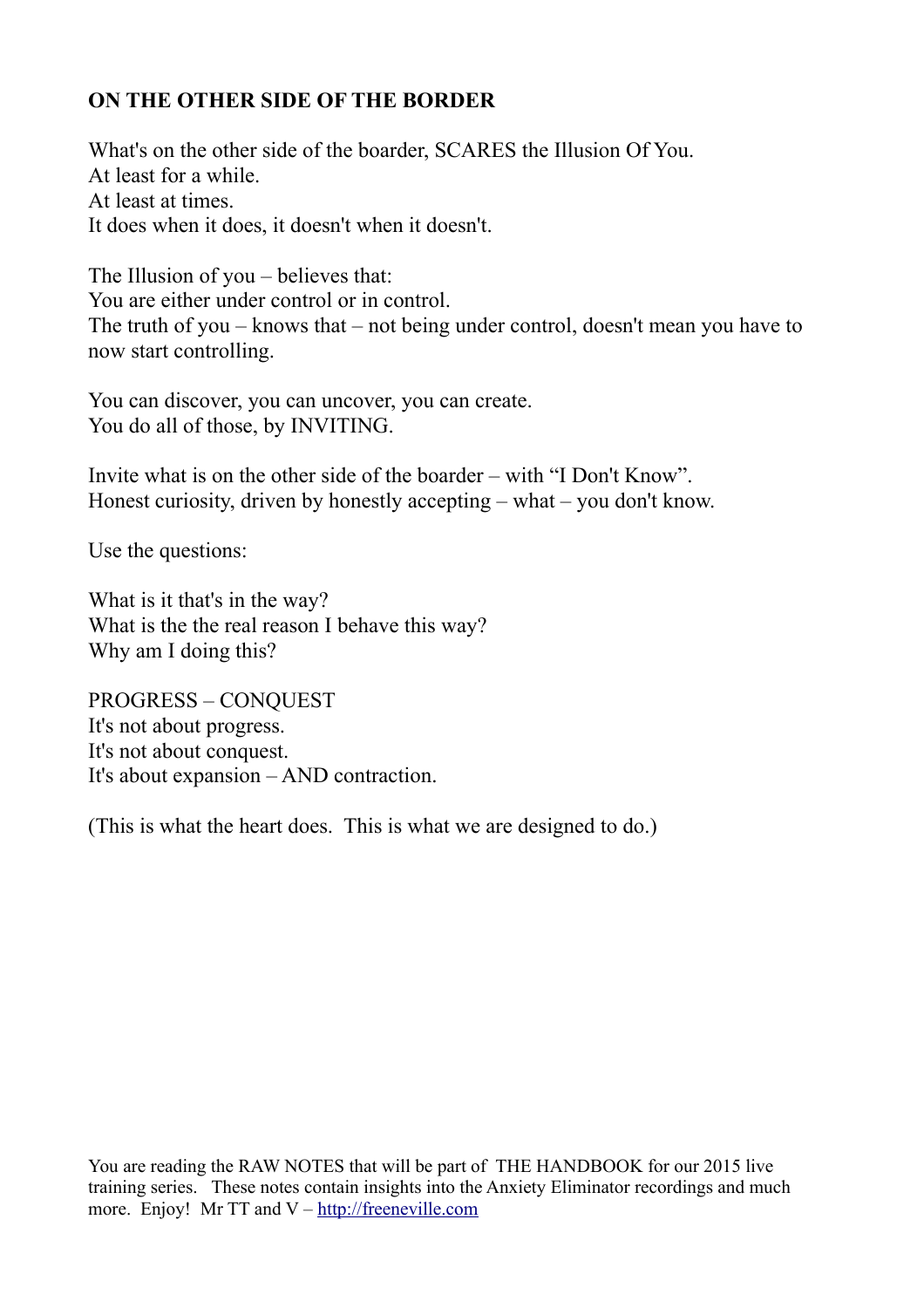**ON THE OTHER SIDE OF THE BORDER**

What's on the other side of the boarder, SCARES the Illusion Of You.
At least for a while.
At least at times.
It does when it does, it doesn't when it doesn't.

The Illusion of you – believes that:
You are either under control or in control.
The truth of you – knows that – not being under control, doesn't mean you have to now start controlling.

You can discover, you can uncover, you can create.
You do all of those, by INVITING.

Invite what is on the other side of the boarder – with "I Don't Know".
Honest curiosity, driven by honestly accepting – what – you don't know.

Use the questions:

What is it that's in the way?
What is the the real reason I behave this way?
Why am I doing this?

PROGRESS – CONQUEST
It's not about progress.
It's not about conquest.
It's about expansion – AND contraction.

(This is what the heart does. This is what we are designed to do.)

You are reading the RAW NOTES that will be part of THE HANDBOOK for our 2015 live training series. These notes contain insights into the Anxiety Eliminator recordings and much more. Enjoy! Mr TT and V – http://freeneville.com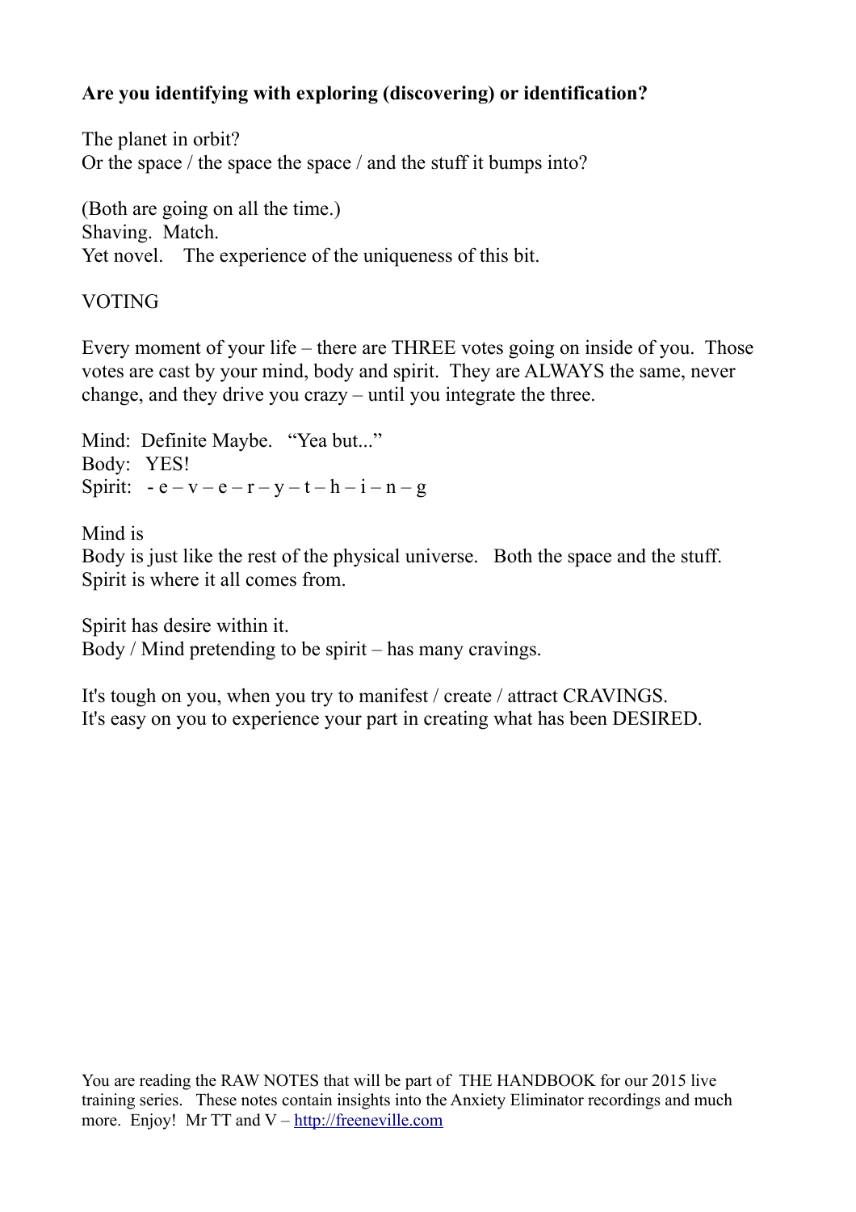**Are you identifying with exploring (discovering) or identification?**

The planet in orbit?
Or the space / the space the space / and the stuff it bumps into?

(Both are going on all the time.)
Shaving. Match.
Yet novel. The experience of the uniqueness of this bit.

VOTING

Every moment of your life – there are THREE votes going on inside of you. Those votes are cast by your mind, body and spirit. They are ALWAYS the same, never change, and they drive you crazy – until you integrate the three.

Mind: Definite Maybe. "Yea but..."
Body: YES!
Spirit: - e – v – e – r – y – t – h – i – n – g

Mind is
Body is just like the rest of the physical universe. Both the space and the stuff.
Spirit is where it all comes from.

Spirit has desire within it.
Body / Mind pretending to be spirit – has many cravings.

It's tough on you, when you try to manifest / create / attract CRAVINGS.
It's easy on you to experience your part in creating what has been DESIRED.

You are reading the RAW NOTES that will be part of THE HANDBOOK for our 2015 live training series. These notes contain insights into the Anxiety Eliminator recordings and much more. Enjoy! Mr TT and V – http://freeneville.com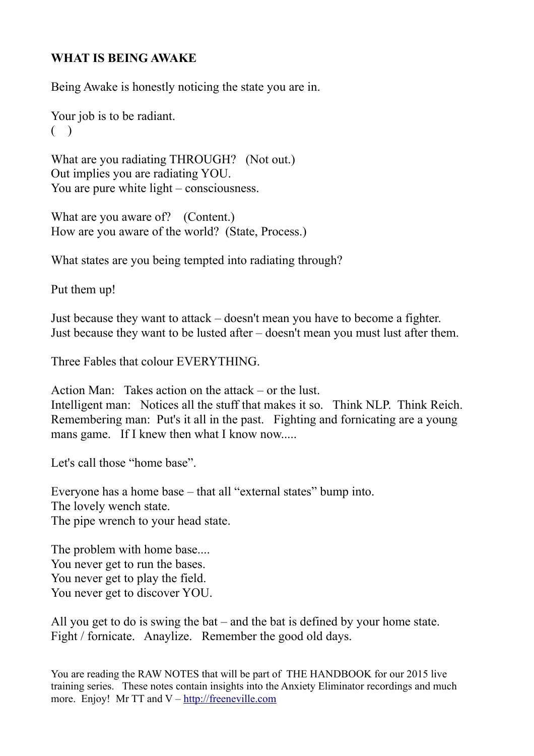**WHAT IS BEING AWAKE**

Being Awake is honestly noticing the state you are in.

Your job is to be radiant.
(  )

What are you radiating THROUGH?  (Not out.)
Out implies you are radiating YOU.
You are pure white light – consciousness.

What are you aware of?  (Content.)
How are you aware of the world?  (State, Process.)

What states are you being tempted into radiating through?

Put them up!

Just because they want to attack – doesn't mean you have to become a fighter.
Just because they want to be lusted after – doesn't mean you must lust after them.

Three Fables that colour EVERYTHING.

Action Man:  Takes action on the attack – or the lust.
Intelligent man:  Notices all the stuff that makes it so.  Think NLP.  Think Reich.
Remembering man:  Put's it all in the past.  Fighting and fornicating are a young mans game.  If I knew then what I know now.....

Let's call those "home base".

Everyone has a home base – that all "external states" bump into.
The lovely wench state.
The pipe wrench to your head state.

The problem with home base....
You never get to run the bases.
You never get to play the field.
You never get to discover YOU.

All you get to do is swing the bat – and the bat is defined by your home state.
Fight / fornicate.  Anaylize.  Remember the good old days.

You are reading the RAW NOTES that will be part of THE HANDBOOK for our 2015 live training series.  These notes contain insights into the Anxiety Eliminator recordings and much more.  Enjoy!  Mr TT and V – http://freeneville.com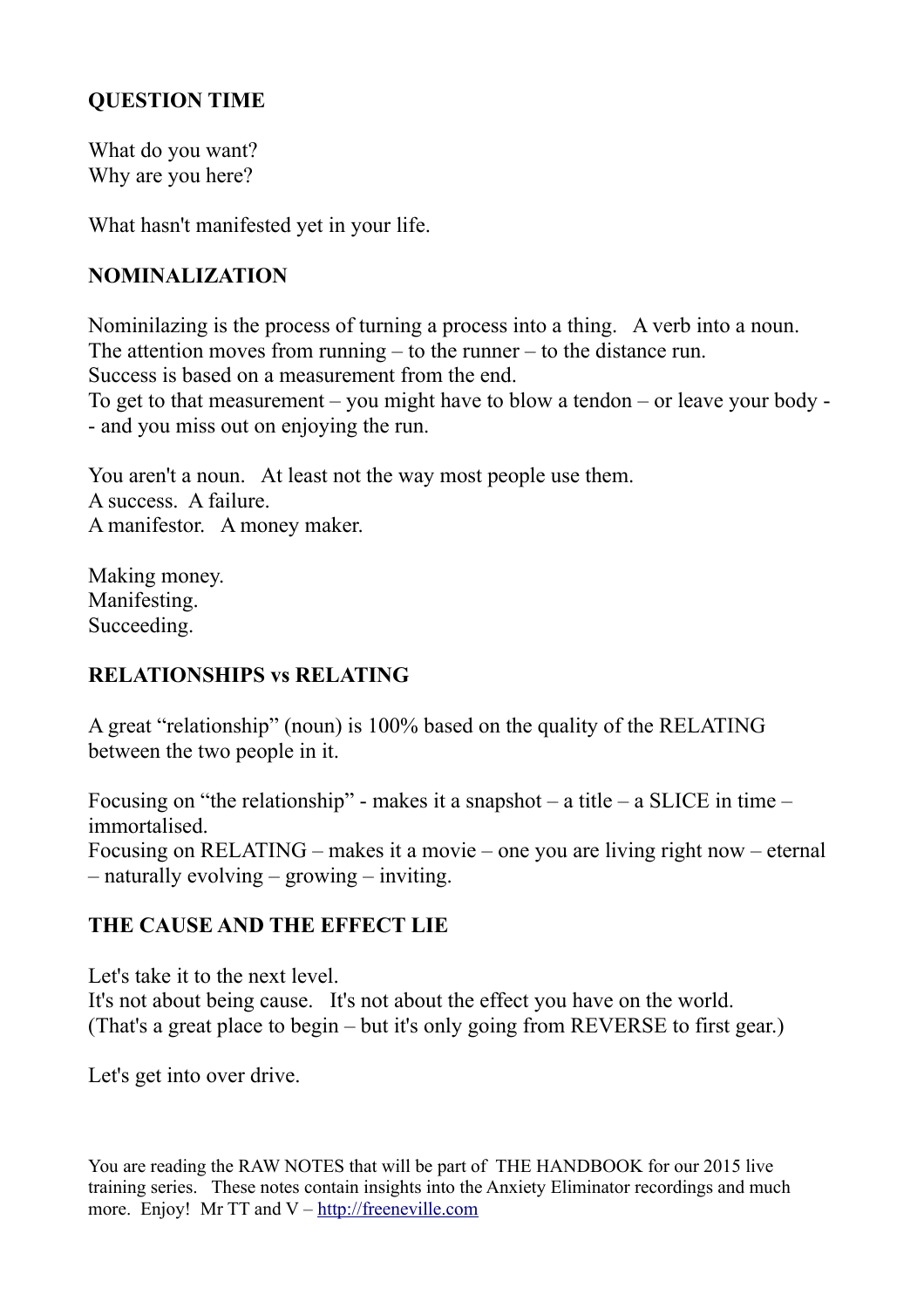**QUESTION TIME**

What do you want?
Why are you here?

What hasn't manifested yet in your life.

**NOMINALIZATION**

Nominilazing is the process of turning a process into a thing. A verb into a noun.
The attention moves from running – to the runner – to the distance run.
Success is based on a measurement from the end.
To get to that measurement – you might have to blow a tendon – or leave your body -
- and you miss out on enjoying the run.

You aren't a noun. At least not the way most people use them.
A success. A failure.
A manifestor. A money maker.

Making money.
Manifesting.
Succeeding.

**RELATIONSHIPS vs RELATING**

A great "relationship" (noun) is 100% based on the quality of the RELATING between the two people in it.

Focusing on "the relationship" - makes it a snapshot – a title – a SLICE in time – immortalised.
Focusing on RELATING – makes it a movie – one you are living right now – eternal – naturally evolving – growing – inviting.

**THE CAUSE AND THE EFFECT LIE**

Let's take it to the next level.
It's not about being cause. It's not about the effect you have on the world.
(That's a great place to begin – but it's only going from REVERSE to first gear.)

Let's get into over drive.

You are reading the RAW NOTES that will be part of THE HANDBOOK for our 2015 live training series. These notes contain insights into the Anxiety Eliminator recordings and much more. Enjoy! Mr TT and V – http://freeneville.com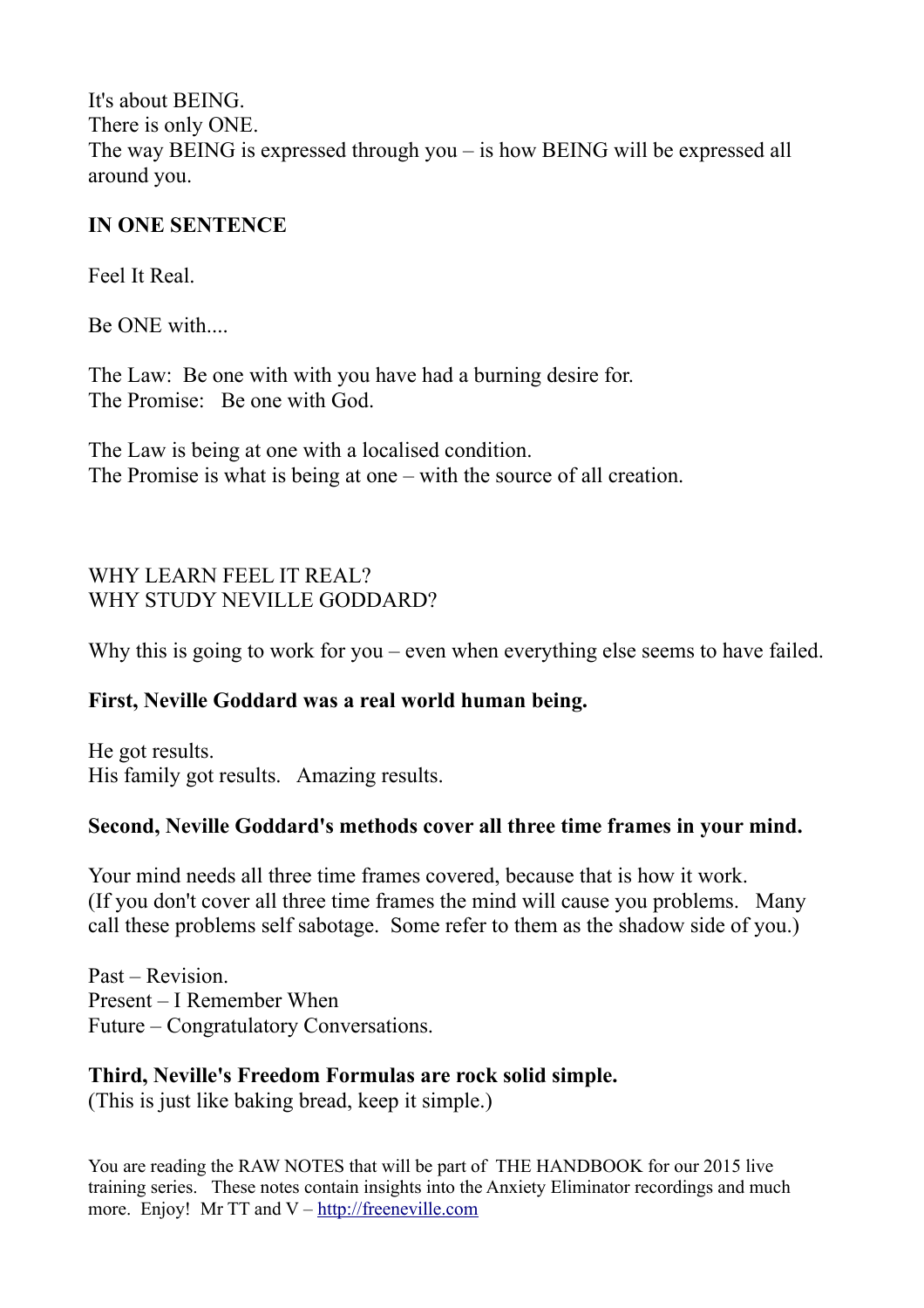It's about BEING.
There is only ONE.
The way BEING is expressed through you – is how BEING will be expressed all around you.

**IN ONE SENTENCE**

Feel It Real.

Be ONE with....

The Law: Be one with with you have had a burning desire for.
The Promise: Be one with God.

The Law is being at one with a localised condition.
The Promise is what is being at one – with the source of all creation.

WHY LEARN FEEL IT REAL?
WHY STUDY NEVILLE GODDARD?

Why this is going to work for you – even when everything else seems to have failed.

**First, Neville Goddard was a real world human being.**

He got results.
His family got results. Amazing results.

**Second, Neville Goddard's methods cover all three time frames in your mind.**

Your mind needs all three time frames covered, because that is how it work. (If you don't cover all three time frames the mind will cause you problems. Many call these problems self sabotage. Some refer to them as the shadow side of you.)

Past – Revision.
Present – I Remember When
Future – Congratulatory Conversations.

**Third, Neville's Freedom Formulas are rock solid simple.**
(This is just like baking bread, keep it simple.)

You are reading the RAW NOTES that will be part of THE HANDBOOK for our 2015 live training series. These notes contain insights into the Anxiety Eliminator recordings and much more. Enjoy! Mr TT and V – [http://freeneville.com](http://freeneville.com)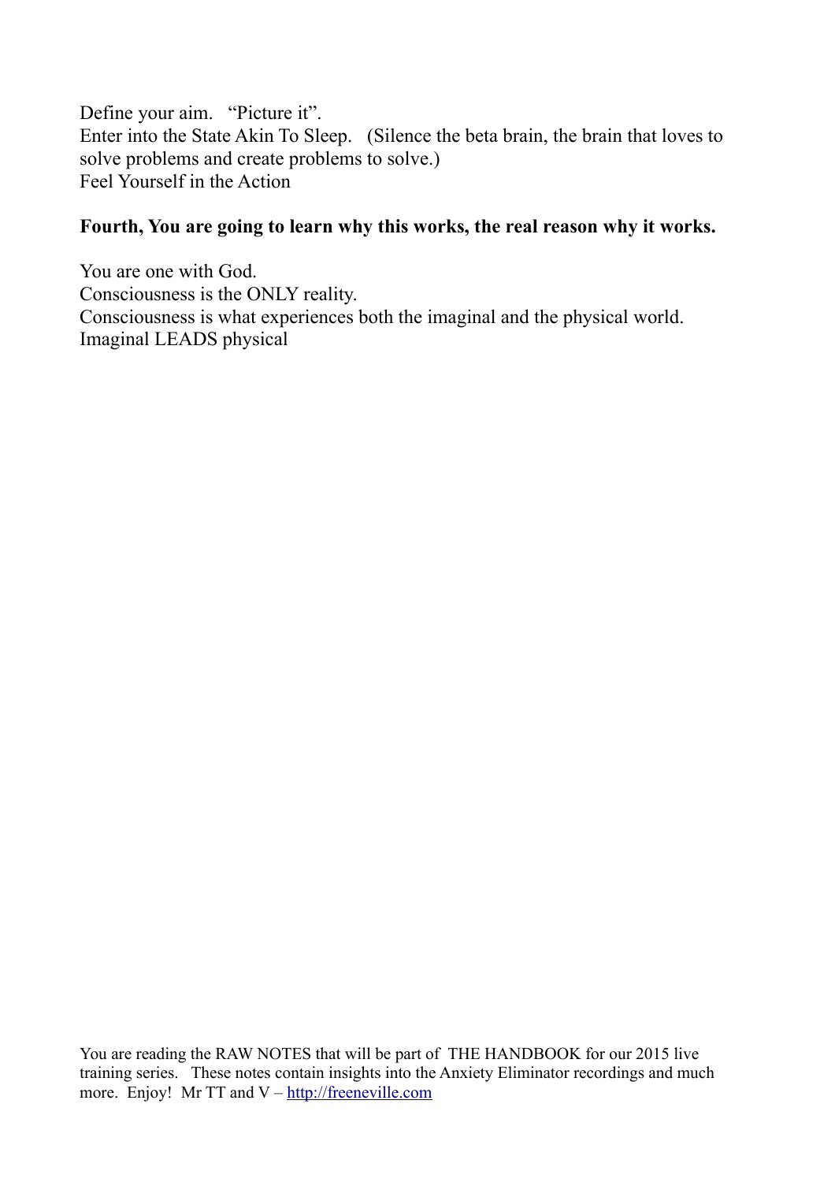Define your aim. "Picture it".
Enter into the State Akin To Sleep. (Silence the beta brain, the brain that loves to solve problems and create problems to solve.)
Feel Yourself in the Action

**Fourth, You are going to learn why this works, the real reason why it works.**

You are one with God.
Consciousness is the ONLY reality.
Consciousness is what experiences both the imaginal and the physical world.
Imaginal LEADS physical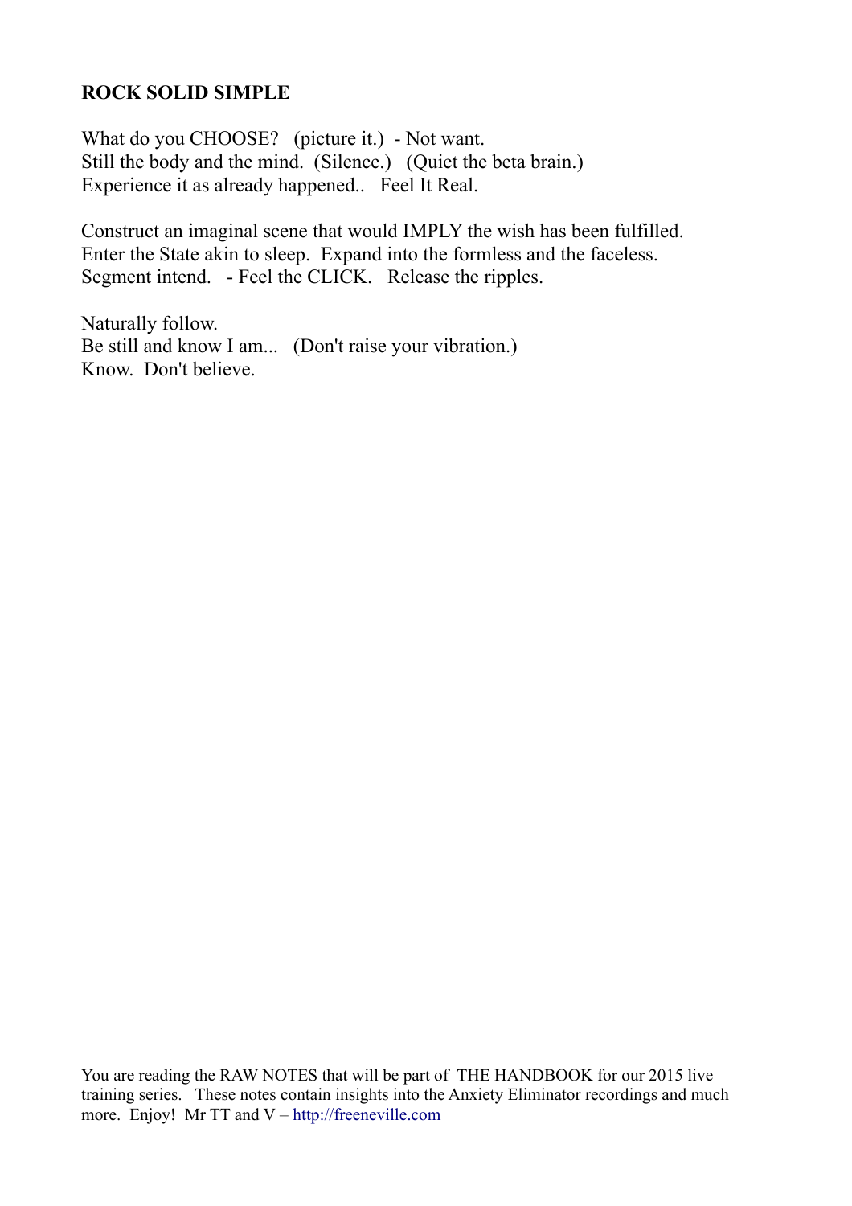**ROCK SOLID SIMPLE**

What do you CHOOSE?   (picture it.)  - Not want.
Still the body and the mind.  (Silence.)   (Quiet the beta brain.)
Experience it as already happened..   Feel It Real.

Construct an imaginal scene that would IMPLY the wish has been fulfilled.
Enter the State akin to sleep.  Expand into the formless and the faceless.
Segment intend.   - Feel the CLICK.   Release the ripples.

Naturally follow.
Be still and know I am...   (Don't raise your vibration.)
Know.  Don't believe.

You are reading the RAW NOTES that will be part of  THE HANDBOOK for our 2015 live training series.   These notes contain insights into the Anxiety Eliminator recordings and much more.  Enjoy!  Mr TT and V – [http://freeneville.com](http://freeneville.com)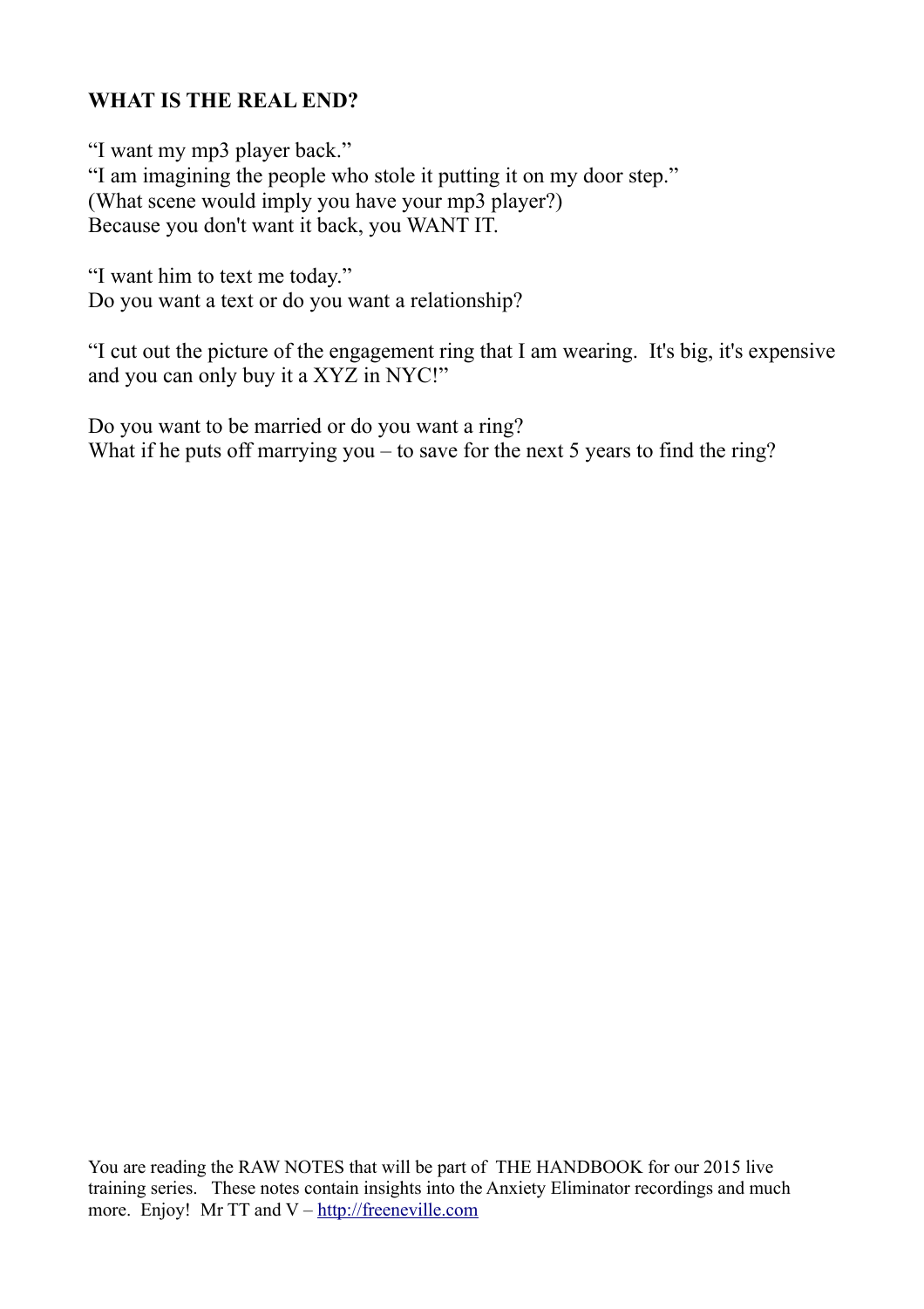**WHAT IS THE REAL END?**

"I want my mp3 player back."
"I am imagining the people who stole it putting it on my door step."
(What scene would imply you have your mp3 player?)
Because you don't want it back, you WANT IT.

"I want him to text me today."
Do you want a text or do you want a relationship?

"I cut out the picture of the engagement ring that I am wearing. It's big, it's expensive and you can only buy it a XYZ in NYC!"

Do you want to be married or do you want a ring?
What if he puts off marrying you – to save for the next 5 years to find the ring?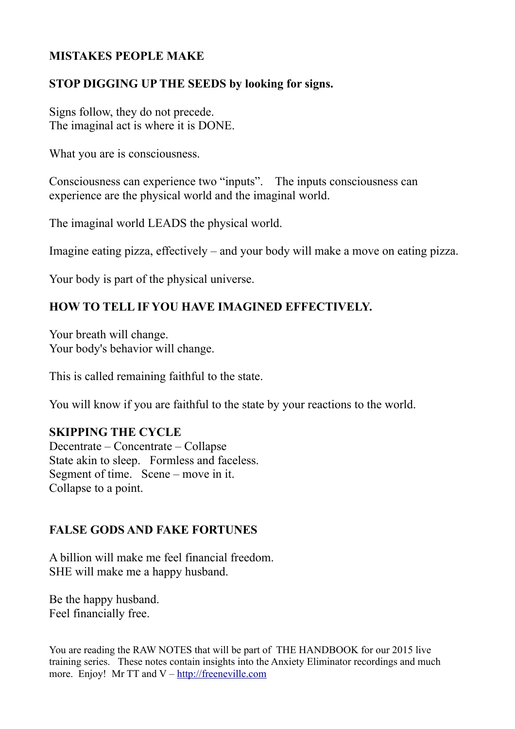**MISTAKES PEOPLE MAKE**

**STOP DIGGING UP THE SEEDS by looking for signs.**

Signs follow, they do not precede.
The imaginal act is where it is DONE.

What you are is consciousness.

Consciousness can experience two "inputs". The inputs consciousness can experience are the physical world and the imaginal world.

The imaginal world LEADS the physical world.

Imagine eating pizza, effectively – and your body will make a move on eating pizza.

Your body is part of the physical universe.

**HOW TO TELL IF YOU HAVE IMAGINED EFFECTIVELY.**

Your breath will change.
Your body's behavior will change.

This is called remaining faithful to the state.

You will know if you are faithful to the state by your reactions to the world.

**SKIPPING THE CYCLE**
Decentrate – Concentrate – Collapse
State akin to sleep. Formless and faceless.
Segment of time. Scene – move in it.
Collapse to a point.

**FALSE GODS AND FAKE FORTUNES**

A billion will make me feel financial freedom.
SHE will make me a happy husband.

Be the happy husband.
Feel financially free.

You are reading the RAW NOTES that will be part of THE HANDBOOK for our 2015 live training series. These notes contain insights into the Anxiety Eliminator recordings and much more. Enjoy! Mr TT and V – [http://freeneville.com](http://freeneville.com)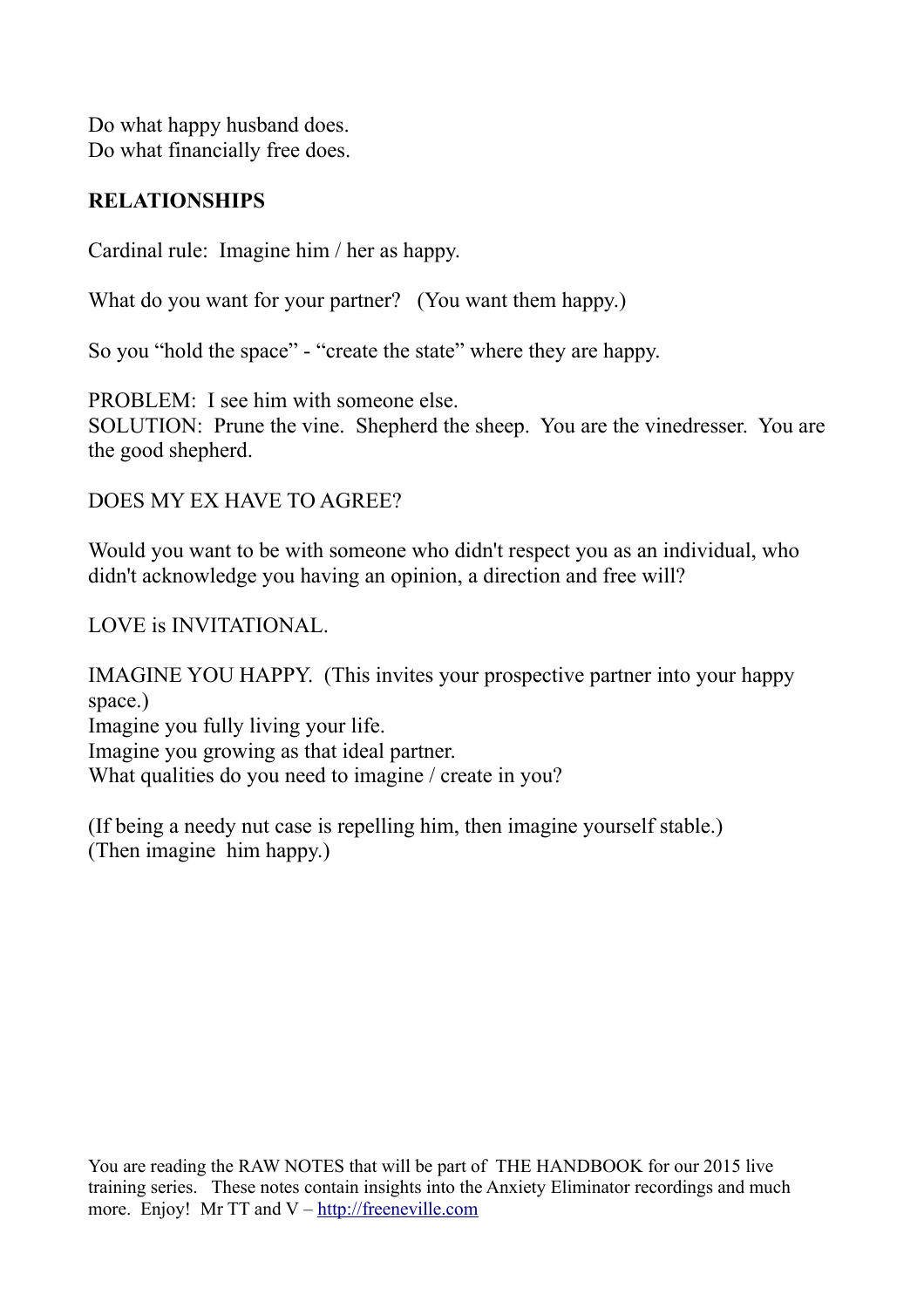Do what happy husband does.
Do what financially free does.

**RELATIONSHIPS**

Cardinal rule: Imagine him / her as happy.

What do you want for your partner? (You want them happy.)

So you "hold the space" - "create the state" where they are happy.

PROBLEM: I see him with someone else.
SOLUTION: Prune the vine. Shepherd the sheep. You are the vinedresser. You are the good shepherd.

DOES MY EX HAVE TO AGREE?

Would you want to be with someone who didn't respect you as an individual, who didn't acknowledge you having an opinion, a direction and free will?

LOVE is INVITATIONAL.

IMAGINE YOU HAPPY. (This invites your prospective partner into your happy space.)
Imagine you fully living your life.
Imagine you growing as that ideal partner.
What qualities do you need to imagine / create in you?

(If being a needy nut case is repelling him, then imagine yourself stable.)
(Then imagine him happy.)

You are reading the RAW NOTES that will be part of THE HANDBOOK for our 2015 live training series. These notes contain insights into the Anxiety Eliminator recordings and much more. Enjoy! Mr TT and V – [http://freeneville.com](http://freeneville.com)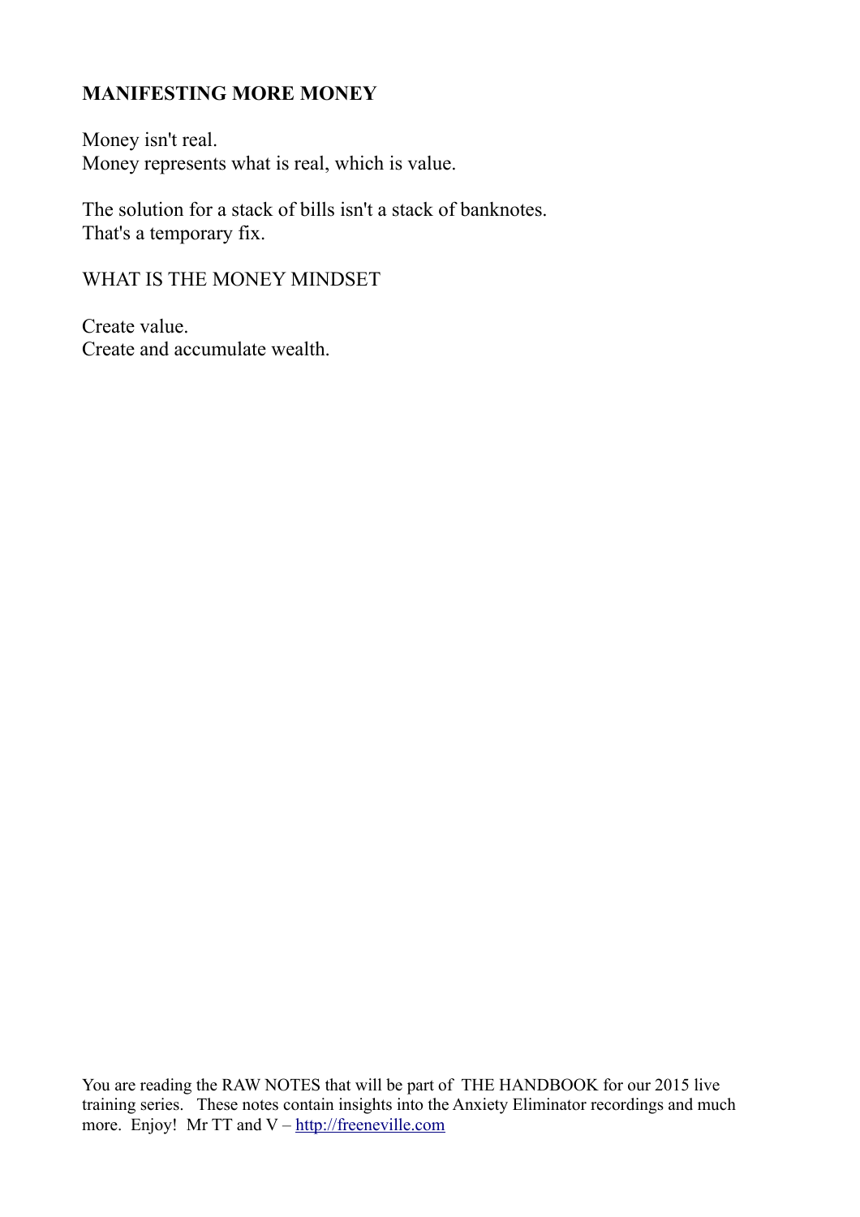## MANIFESTING MORE MONEY

Money isn't real.
Money represents what is real, which is value.

The solution for a stack of bills isn't a stack of banknotes.
That's a temporary fix.

WHAT IS THE MONEY MINDSET

Create value.
Create and accumulate wealth.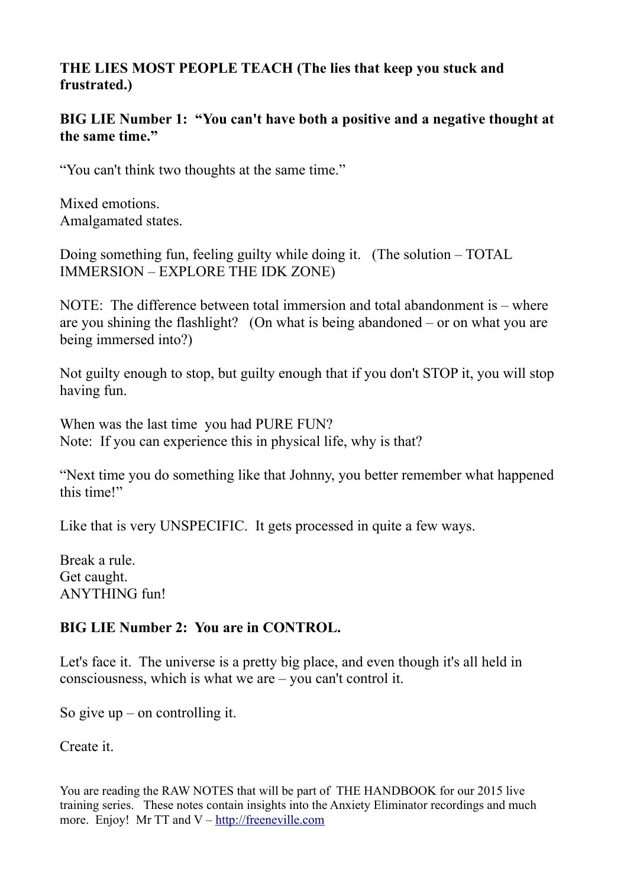**THE LIES MOST PEOPLE TEACH (The lies that keep you stuck and frustrated.)**

**BIG LIE Number 1: "You can't have both a positive and a negative thought at the same time."**

"You can't think two thoughts at the same time."

Mixed emotions.
Amalgamated states.

Doing something fun, feeling guilty while doing it. (The solution – TOTAL IMMERSION – EXPLORE THE IDK ZONE)

NOTE: The difference between total immersion and total abandonment is – where are you shining the flashlight? (On what is being abandoned – or on what you are being immersed into?)

Not guilty enough to stop, but guilty enough that if you don't STOP it, you will stop having fun.

When was the last time you had PURE FUN?
Note: If you can experience this in physical life, why is that?

"Next time you do something like that Johnny, you better remember what happened this time!"

Like that is very UNSPECIFIC. It gets processed in quite a few ways.

Break a rule.
Get caught.
ANYTHING fun!

**BIG LIE Number 2: You are in CONTROL.**

Let's face it. The universe is a pretty big place, and even though it's all held in consciousness, which is what we are – you can't control it.

So give up – on controlling it.

Create it.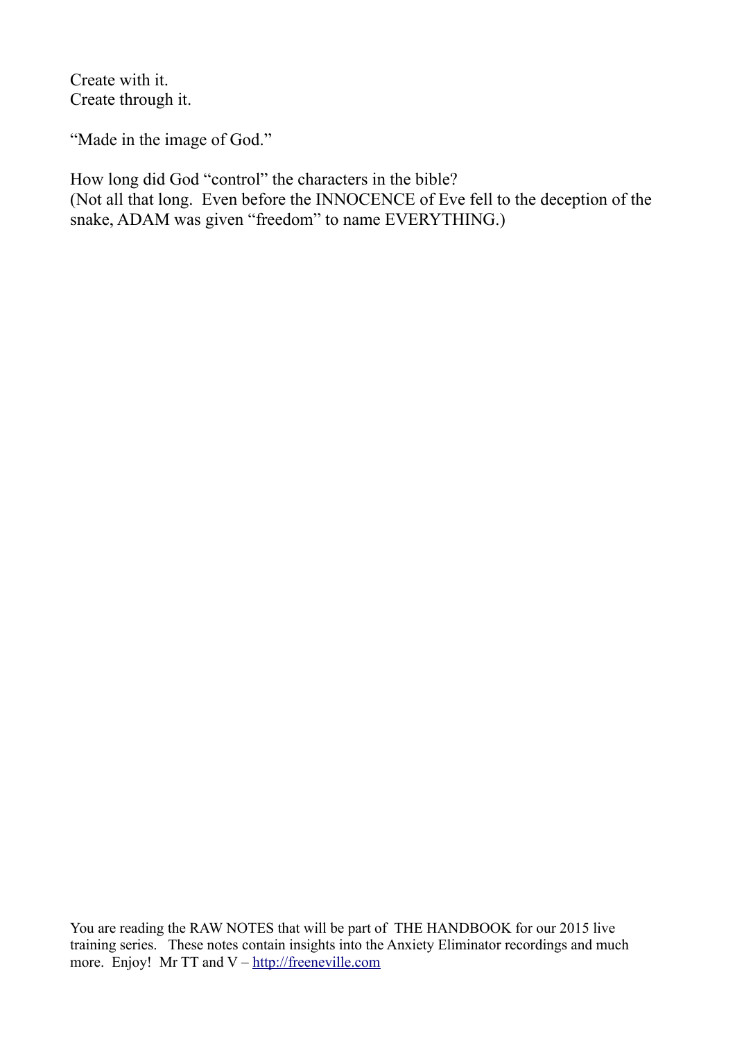Create with it.
Create through it.

"Made in the image of God."

How long did God "control" the characters in the bible?
(Not all that long. Even before the INNOCENCE of Eve fell to the deception of the snake, ADAM was given "freedom" to name EVERYTHING.)

You are reading the RAW NOTES that will be part of THE HANDBOOK for our 2015 live training series. These notes contain insights into the Anxiety Eliminator recordings and much more. Enjoy! Mr TT and V – http://freeneville.com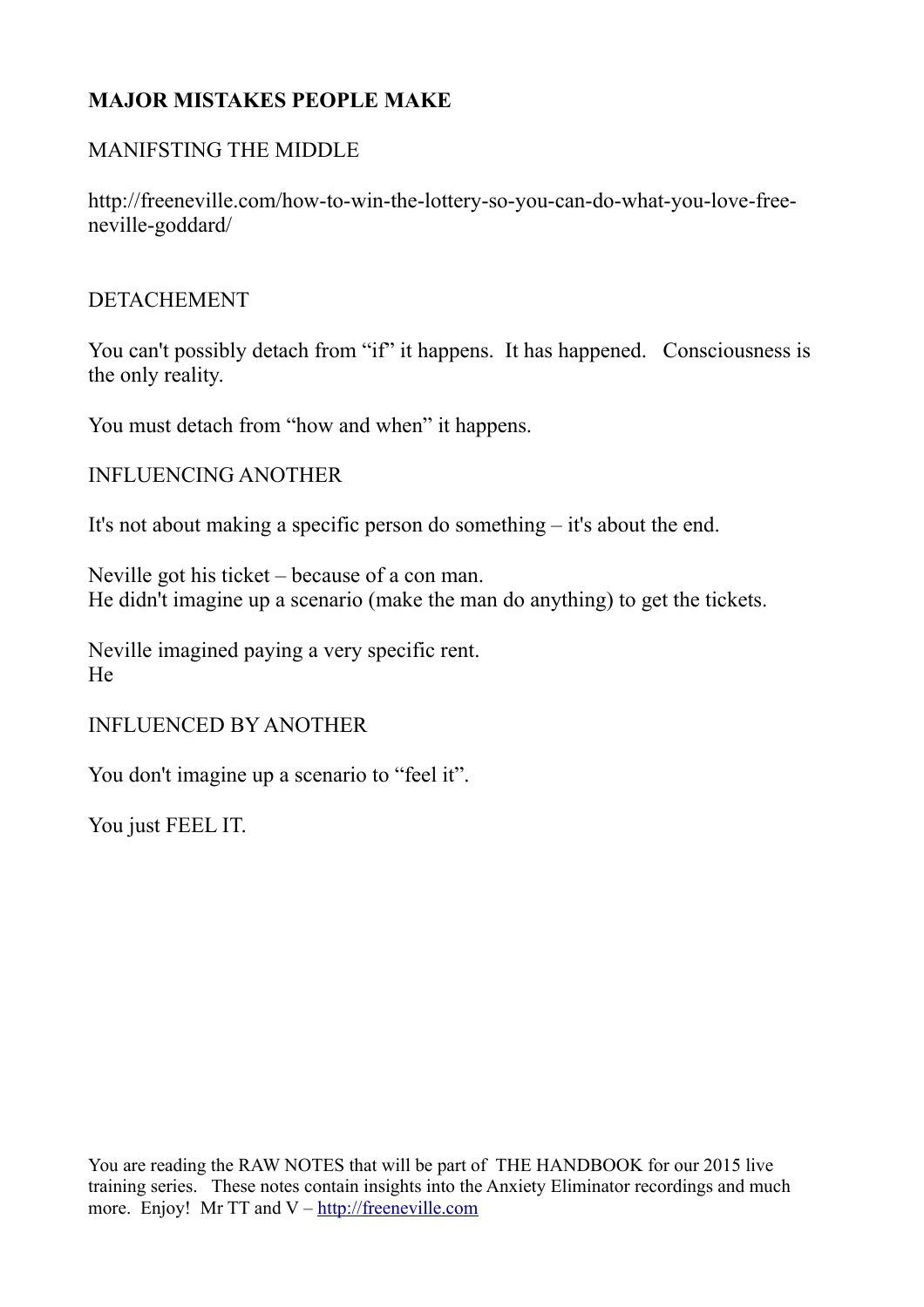**MAJOR MISTAKES PEOPLE MAKE**

MANIFSTING THE MIDDLE

http://freeneville.com/how-to-win-the-lottery-so-you-can-do-what-you-love-free-neville-goddard/

DETACHEMENT

You can't possibly detach from "if" it happens. It has happened. Consciousness is the only reality.

You must detach from "how and when" it happens.

INFLUENCING ANOTHER

It's not about making a specific person do something – it's about the end.

Neville got his ticket – because of a con man.
He didn't imagine up a scenario (make the man do anything) to get the tickets.

Neville imagined paying a very specific rent.
He

INFLUENCED BY ANOTHER

You don't imagine up a scenario to "feel it".

You just FEEL IT.

You are reading the RAW NOTES that will be part of THE HANDBOOK for our 2015 live training series. These notes contain insights into the Anxiety Eliminator recordings and much more. Enjoy! Mr TT and V – http://freeneville.com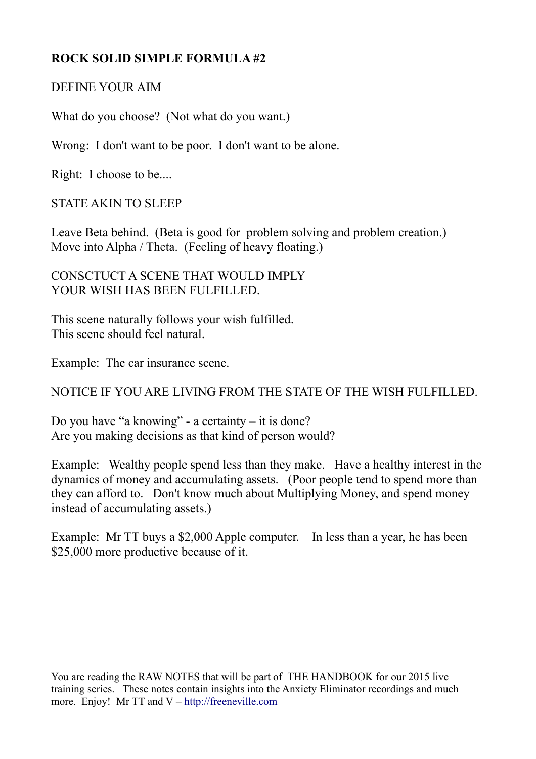**ROCK SOLID SIMPLE FORMULA #2**

DEFINE YOUR AIM

What do you choose? (Not what do you want.)

Wrong: I don't want to be poor. I don't want to be alone.

Right: I choose to be....

STATE AKIN TO SLEEP

Leave Beta behind. (Beta is good for problem solving and problem creation.)
Move into Alpha / Theta. (Feeling of heavy floating.)

CONSCTUCT A SCENE THAT WOULD IMPLY
YOUR WISH HAS BEEN FULFILLED.

This scene naturally follows your wish fulfilled.
This scene should feel natural.

Example: The car insurance scene.

NOTICE IF YOU ARE LIVING FROM THE STATE OF THE WISH FULFILLED.

Do you have "a knowing" - a certainty – it is done?
Are you making decisions as that kind of person would?

Example: Wealthy people spend less than they make. Have a healthy interest in the dynamics of money and accumulating assets. (Poor people tend to spend more than they can afford to. Don't know much about Multiplying Money, and spend money instead of accumulating assets.)

Example: Mr TT buys a $2,000 Apple computer. In less than a year, he has been $25,000 more productive because of it.

You are reading the RAW NOTES that will be part of THE HANDBOOK for our 2015 live training series. These notes contain insights into the Anxiety Eliminator recordings and much more. Enjoy! Mr TT and V – http://freeneville.com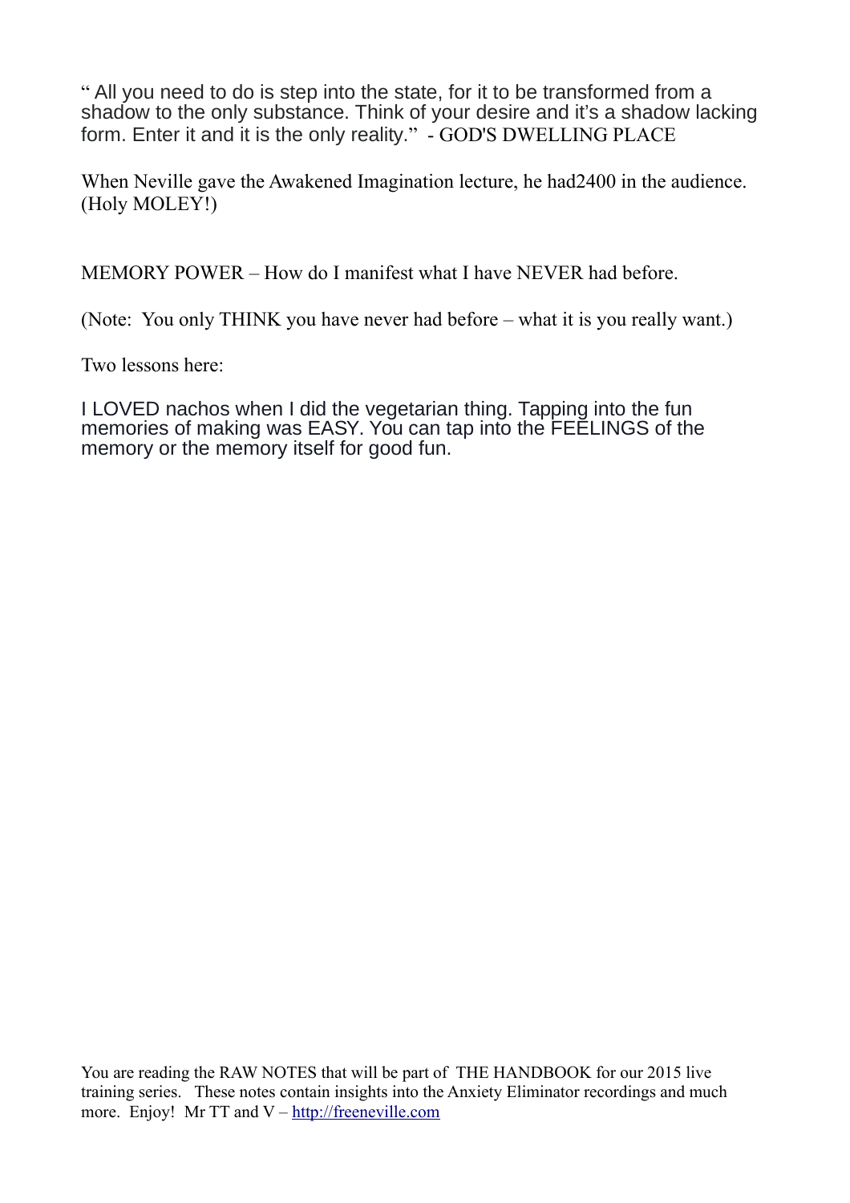" All you need to do is step into the state, for it to be transformed from a shadow to the only substance. Think of your desire and it's a shadow lacking form. Enter it and it is the only reality." - GOD'S DWELLING PLACE

When Neville gave the Awakened Imagination lecture, he had2400 in the audience. (Holy MOLEY!)

MEMORY POWER – How do I manifest what I have NEVER had before.

(Note: You only THINK you have never had before – what it is you really want.)

Two lessons here:

I LOVED nachos when I did the vegetarian thing. Tapping into the fun memories of making was EASY. You can tap into the FEELINGS of the memory or the memory itself for good fun.

You are reading the RAW NOTES that will be part of THE HANDBOOK for our 2015 live training series. These notes contain insights into the Anxiety Eliminator recordings and much more. Enjoy! Mr TT and V – http://freeneville.com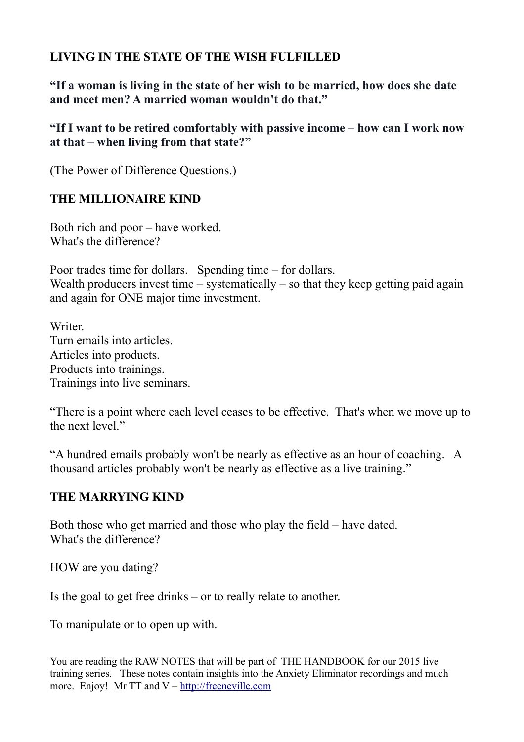## LIVING IN THE STATE OF THE WISH FULFILLED

**"If a woman is living in the state of her wish to be married, how does she date and meet men? A married woman wouldn't do that."**

**"If I want to be retired comfortably with passive income – how can I work now at that – when living from that state?"**

(The Power of Difference Questions.)

## THE MILLIONAIRE KIND

Both rich and poor – have worked.
What's the difference?

Poor trades time for dollars. Spending time – for dollars.
Wealth producers invest time – systematically – so that they keep getting paid again and again for ONE major time investment.

Writer.
Turn emails into articles.
Articles into products.
Products into trainings.
Trainings into live seminars.

"There is a point where each level ceases to be effective. That's when we move up to the next level."

"A hundred emails probably won't be nearly as effective as an hour of coaching. A thousand articles probably won't be nearly as effective as a live training."

## THE MARRYING KIND

Both those who get married and those who play the field – have dated.
What's the difference?

HOW are you dating?

Is the goal to get free drinks – or to really relate to another.

To manipulate or to open up with.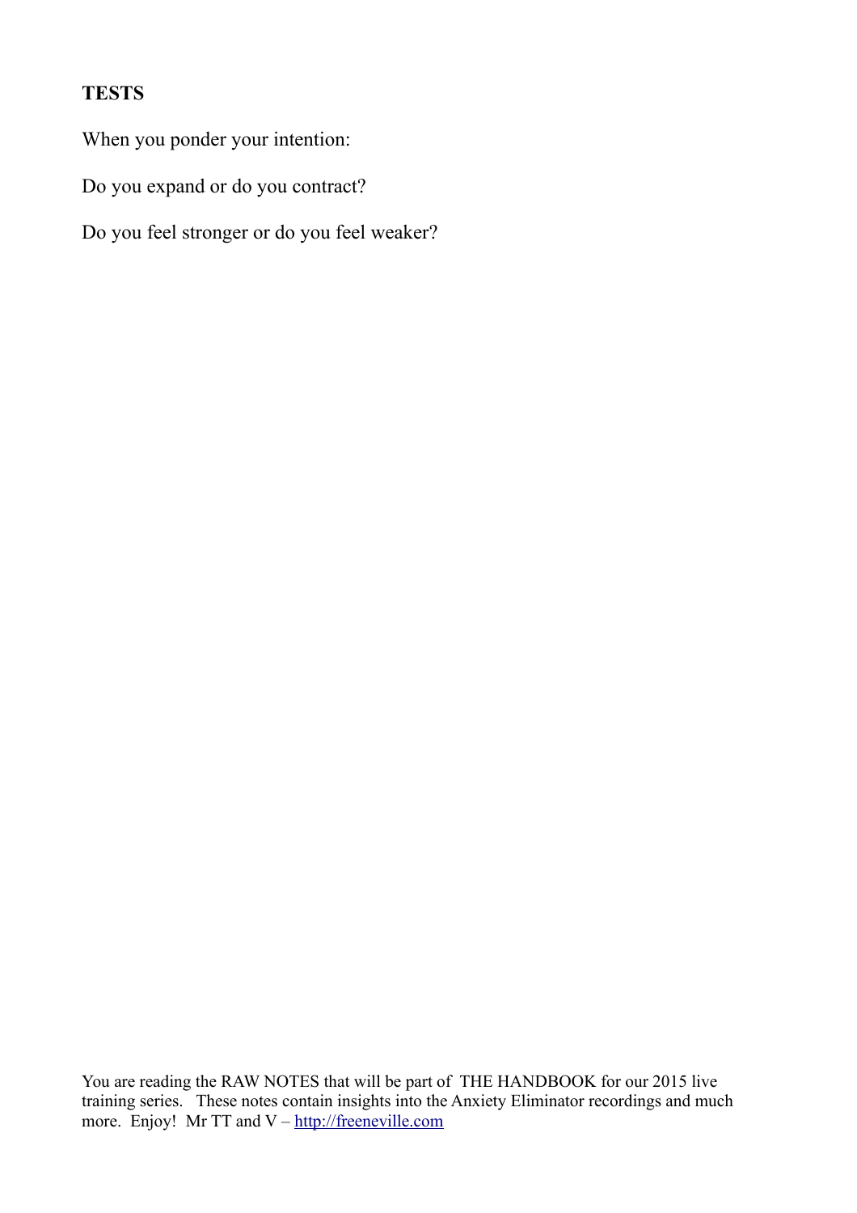**TESTS**

When you ponder your intention:

Do you expand or do you contract?

Do you feel stronger or do you feel weaker?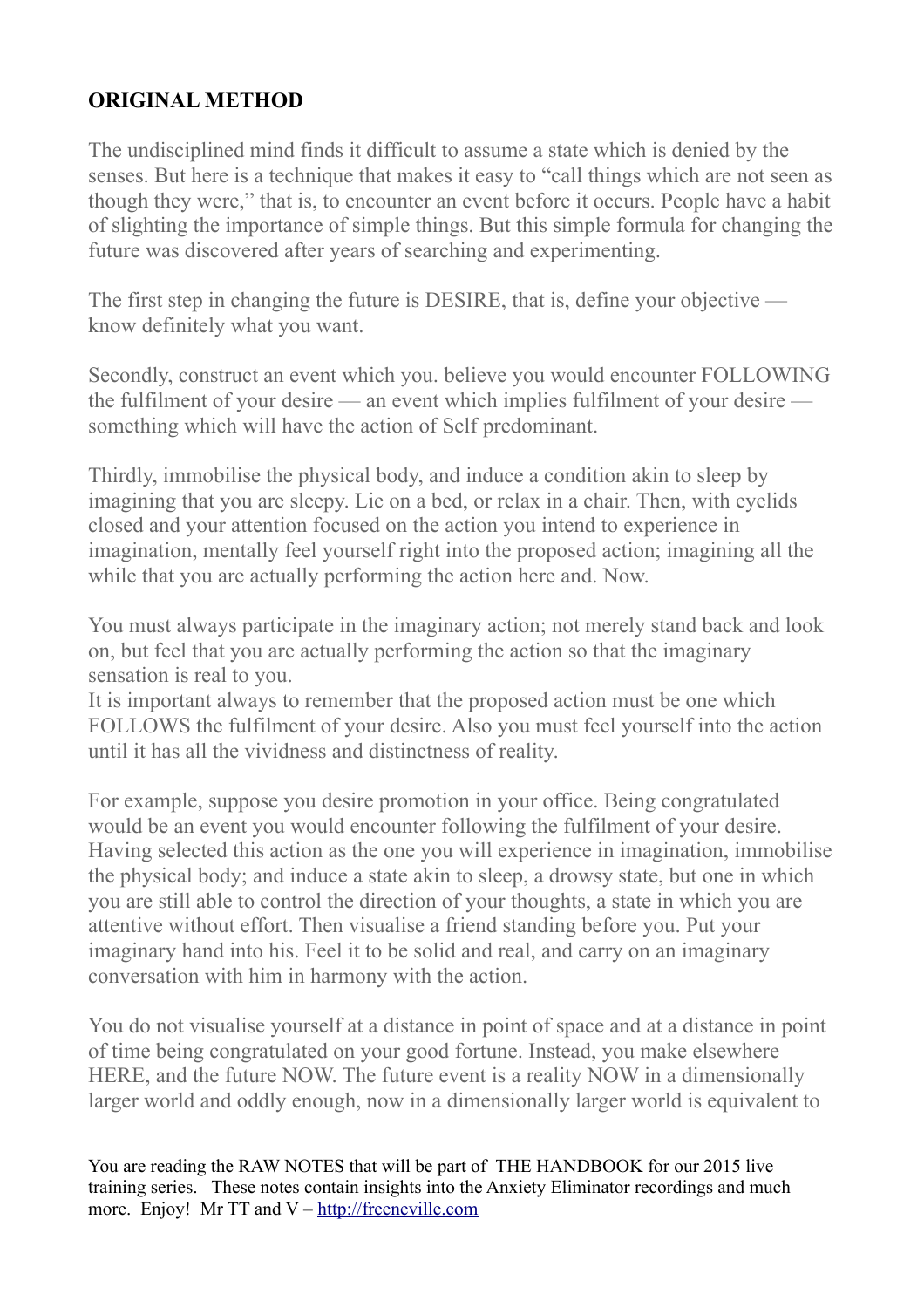**ORIGINAL METHOD**

The undisciplined mind finds it difficult to assume a state which is denied by the senses. But here is a technique that makes it easy to "call things which are not seen as though they were," that is, to encounter an event before it occurs. People have a habit of slighting the importance of simple things. But this simple formula for changing the future was discovered after years of searching and experimenting.

The first step in changing the future is DESIRE, that is, define your objective — know definitely what you want.

Secondly, construct an event which you. believe you would encounter FOLLOWING the fulfilment of your desire — an event which implies fulfilment of your desire — something which will have the action of Self predominant.

Thirdly, immobilise the physical body, and induce a condition akin to sleep by imagining that you are sleepy. Lie on a bed, or relax in a chair. Then, with eyelids closed and your attention focused on the action you intend to experience in imagination, mentally feel yourself right into the proposed action; imagining all the while that you are actually performing the action here and. Now.

You must always participate in the imaginary action; not merely stand back and look on, but feel that you are actually performing the action so that the imaginary sensation is real to you.
It is important always to remember that the proposed action must be one which FOLLOWS the fulfilment of your desire. Also you must feel yourself into the action until it has all the vividness and distinctness of reality.

For example, suppose you desire promotion in your office. Being congratulated would be an event you would encounter following the fulfilment of your desire. Having selected this action as the one you will experience in imagination, immobilise the physical body; and induce a state akin to sleep, a drowsy state, but one in which you are still able to control the direction of your thoughts, a state in which you are attentive without effort. Then visualise a friend standing before you. Put your imaginary hand into his. Feel it to be solid and real, and carry on an imaginary conversation with him in harmony with the action.

You do not visualise yourself at a distance in point of space and at a distance in point of time being congratulated on your good fortune. Instead, you make elsewhere HERE, and the future NOW. The future event is a reality NOW in a dimensionally larger world and oddly enough, now in a dimensionally larger world is equivalent to

You are reading the RAW NOTES that will be part of THE HANDBOOK for our 2015 live training series. These notes contain insights into the Anxiety Eliminator recordings and much more. Enjoy! Mr TT and V – http://freeneville.com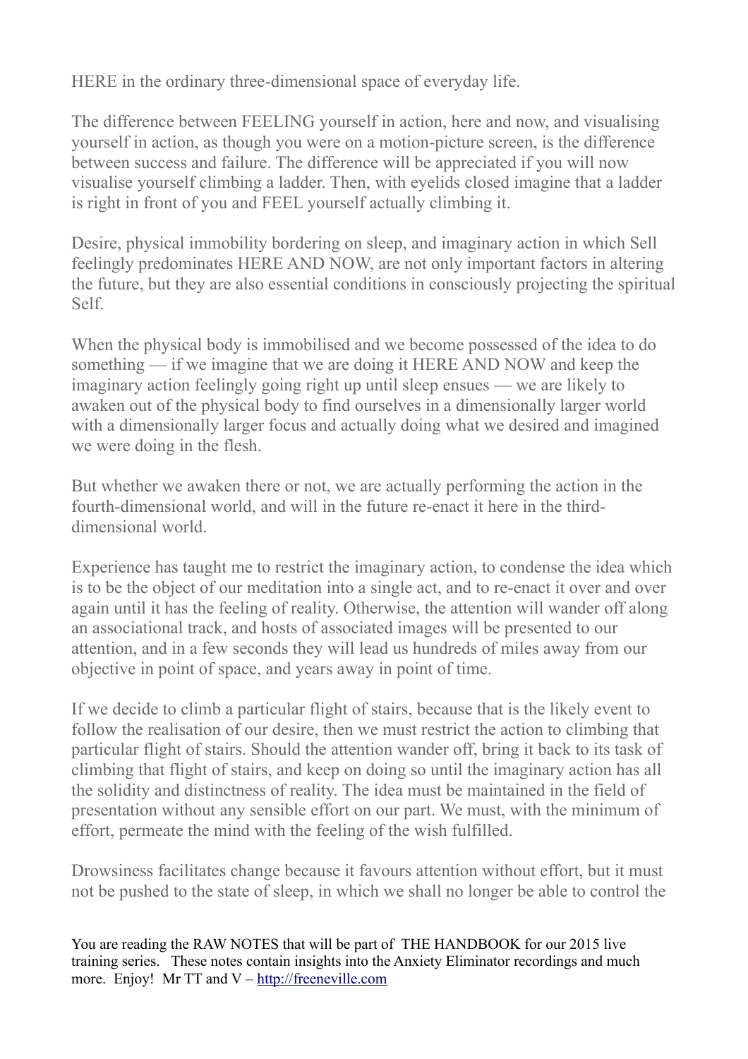HERE in the ordinary three-dimensional space of everyday life.

The difference between FEELING yourself in action, here and now, and visualising yourself in action, as though you were on a motion-picture screen, is the difference between success and failure. The difference will be appreciated if you will now visualise yourself climbing a ladder. Then, with eyelids closed imagine that a ladder is right in front of you and FEEL yourself actually climbing it.

Desire, physical immobility bordering on sleep, and imaginary action in which Sell feelingly predominates HERE AND NOW, are not only important factors in altering the future, but they are also essential conditions in consciously projecting the spiritual Self.

When the physical body is immobilised and we become possessed of the idea to do something — if we imagine that we are doing it HERE AND NOW and keep the imaginary action feelingly going right up until sleep ensues — we are likely to awaken out of the physical body to find ourselves in a dimensionally larger world with a dimensionally larger focus and actually doing what we desired and imagined we were doing in the flesh.

But whether we awaken there or not, we are actually performing the action in the fourth-dimensional world, and will in the future re-enact it here in the third-dimensional world.

Experience has taught me to restrict the imaginary action, to condense the idea which is to be the object of our meditation into a single act, and to re-enact it over and over again until it has the feeling of reality. Otherwise, the attention will wander off along an associational track, and hosts of associated images will be presented to our attention, and in a few seconds they will lead us hundreds of miles away from our objective in point of space, and years away in point of time.

If we decide to climb a particular flight of stairs, because that is the likely event to follow the realisation of our desire, then we must restrict the action to climbing that particular flight of stairs. Should the attention wander off, bring it back to its task of climbing that flight of stairs, and keep on doing so until the imaginary action has all the solidity and distinctness of reality. The idea must be maintained in the field of presentation without any sensible effort on our part. We must, with the minimum of effort, permeate the mind with the feeling of the wish fulfilled.

Drowsiness facilitates change because it favours attention without effort, but it must not be pushed to the state of sleep, in which we shall no longer be able to control the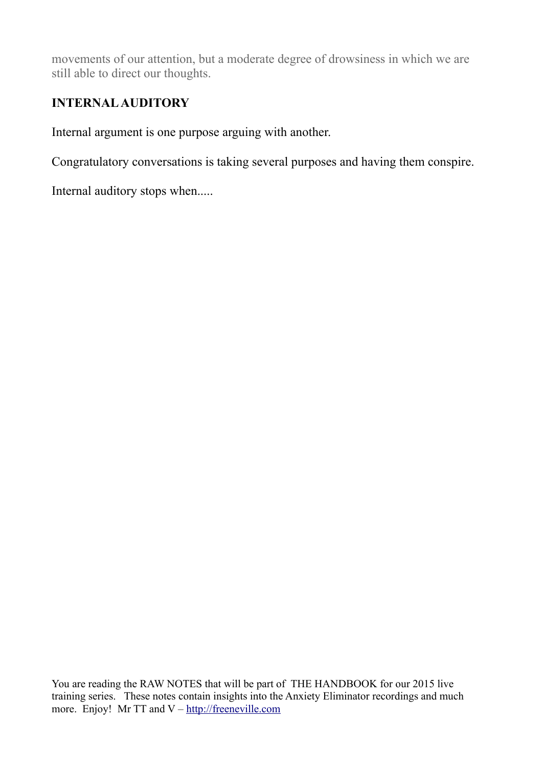movements of our attention, but a moderate degree of drowsiness in which we are still able to direct our thoughts.

**INTERNAL AUDITORY**

Internal argument is one purpose arguing with another.

Congratulatory conversations is taking several purposes and having them conspire.

Internal auditory stops when.....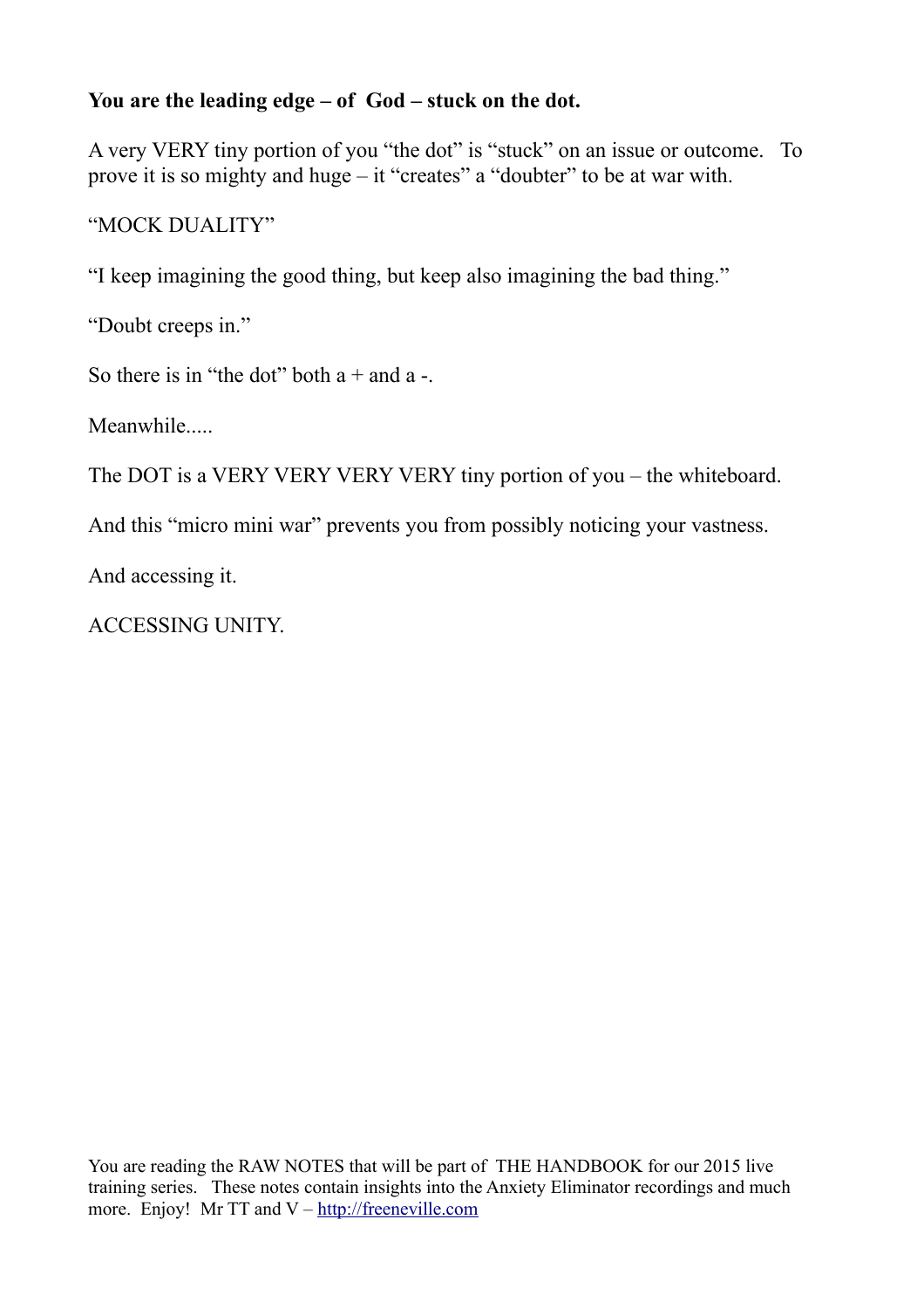**You are the leading edge – of God – stuck on the dot.**

A very VERY tiny portion of you "the dot" is "stuck" on an issue or outcome. To prove it is so mighty and huge – it "creates" a "doubter" to be at war with.

"MOCK DUALITY"

"I keep imagining the good thing, but keep also imagining the bad thing."

"Doubt creeps in."

So there is in "the dot" both a + and a -.

Meanwhile.....

The DOT is a VERY VERY VERY VERY tiny portion of you – the whiteboard.

And this "micro mini war" prevents you from possibly noticing your vastness.

And accessing it.

ACCESSING UNITY.

You are reading the RAW NOTES that will be part of THE HANDBOOK for our 2015 live training series. These notes contain insights into the Anxiety Eliminator recordings and much more. Enjoy! Mr TT and V – [http://freeneville.com](http://freeneville.com)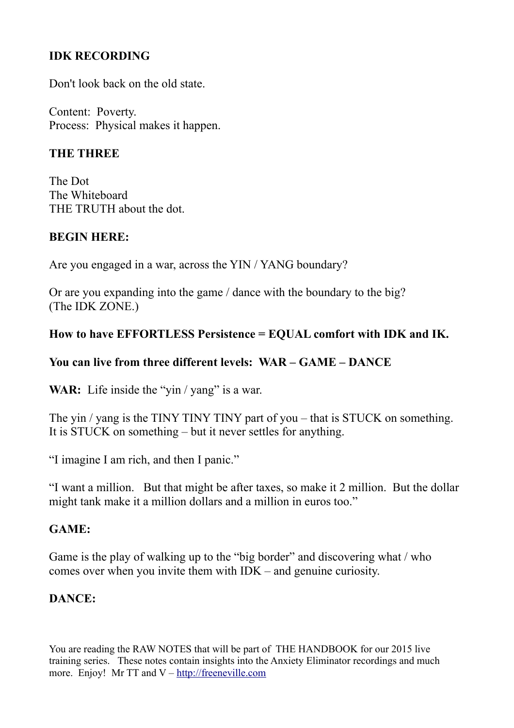**IDK RECORDING**

Don't look back on the old state.

Content: Poverty.
Process: Physical makes it happen.

**THE THREE**

The Dot
The Whiteboard
THE TRUTH about the dot.

**BEGIN HERE:**

Are you engaged in a war, across the YIN / YANG boundary?

Or are you expanding into the game / dance with the boundary to the big?
(The IDK ZONE.)

**How to have EFFORTLESS Persistence = EQUAL comfort with IDK and IK.**

**You can live from three different levels: WAR – GAME – DANCE**

**WAR:** Life inside the "yin / yang" is a war.

The yin / yang is the TINY TINY TINY part of you – that is STUCK on something.
It is STUCK on something – but it never settles for anything.

"I imagine I am rich, and then I panic."

"I want a million. But that might be after taxes, so make it 2 million. But the dollar might tank make it a million dollars and a million in euros too."

**GAME:**

Game is the play of walking up to the "big border" and discovering what / who comes over when you invite them with IDK – and genuine curiosity.

**DANCE:**

You are reading the RAW NOTES that will be part of THE HANDBOOK for our 2015 live training series. These notes contain insights into the Anxiety Eliminator recordings and much more. Enjoy! Mr TT and V – http://freeneville.com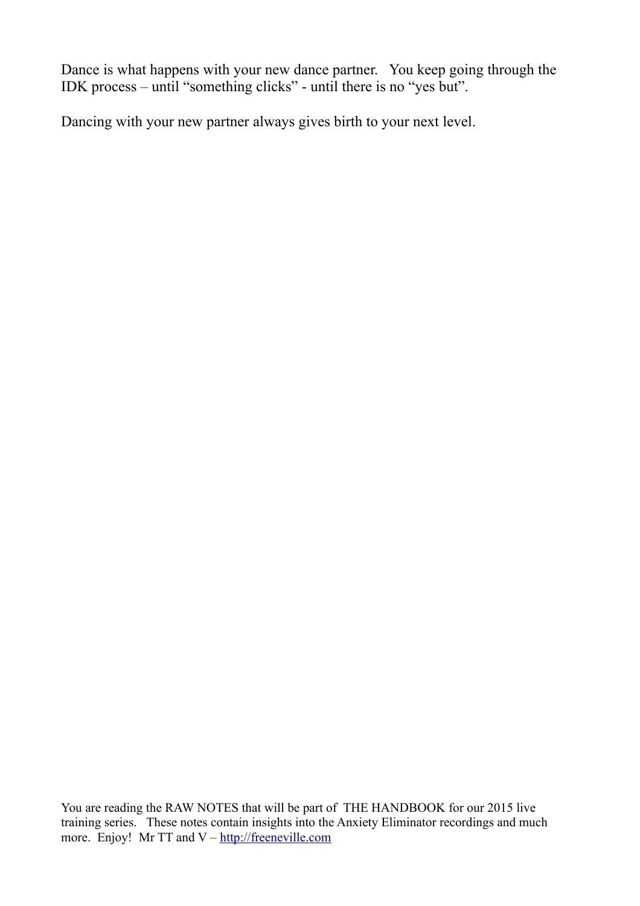Dance is what happens with your new dance partner. You keep going through the IDK process – until "something clicks" - until there is no "yes but".

Dancing with your new partner always gives birth to your next level.